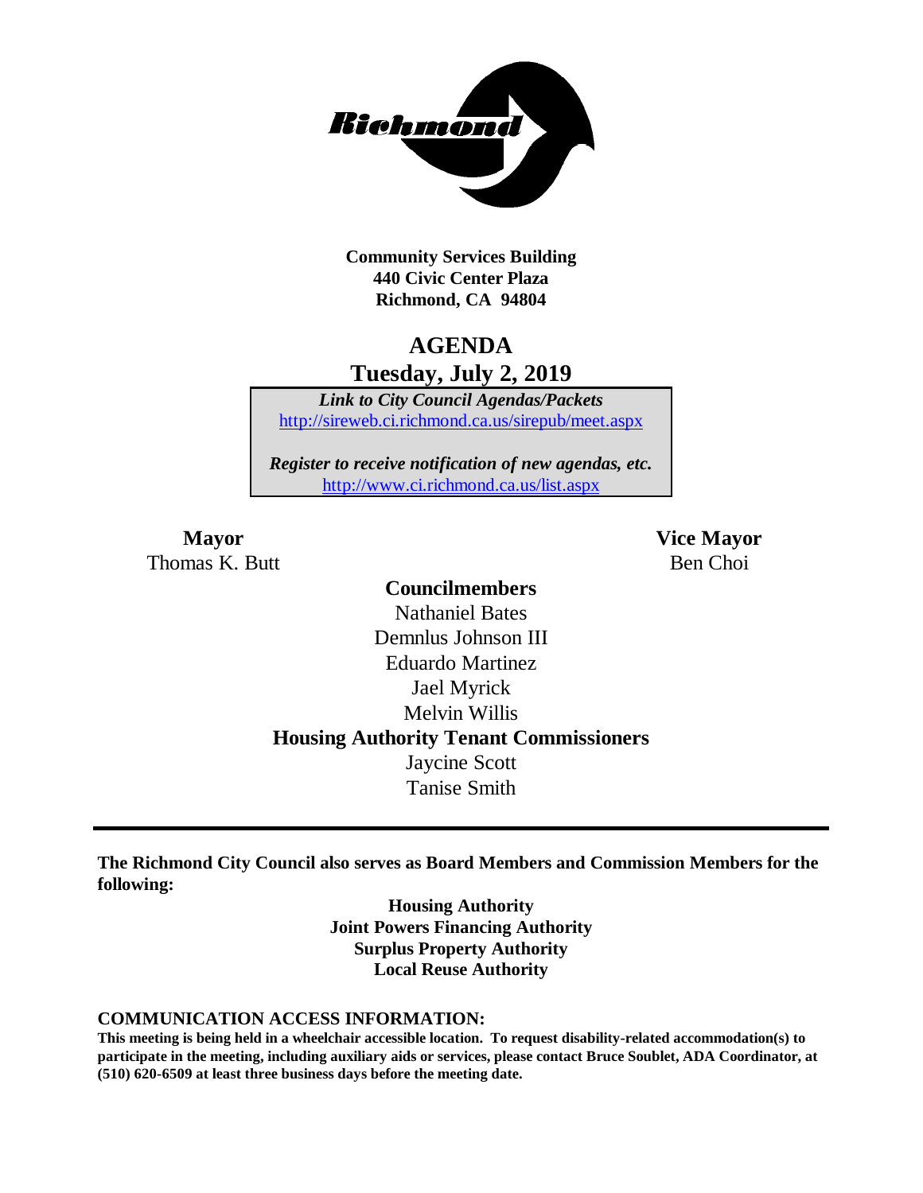**Community Services Building**
**440 Civic Center Plaza**
**Richmond, CA 94804**

# AGENDA
## Tuesday, July 2, 2019

*Link to City Council Agendas/Packets*
http://sireweb.ci.richmond.ca.us/sirepub/meet.aspx

*Register to receive notification of new agendas, etc.*
http://www.ci.richmond.ca.us/list.aspx

**Mayor**
Thomas K. Butt

**Vice Mayor**
Ben Choi

**Councilmembers**
Nathaniel Bates
Demnlus Johnson III
Eduardo Martinez
Jael Myrick
Melvin Willis

**Housing Authority Tenant Commissioners**
Jaycine Scott
Tanise Smith

---

**The Richmond City Council also serves as Board Members and Commission Members for the following:**

**Housing Authority**
**Joint Powers Financing Authority**
**Surplus Property Authority**
**Local Reuse Authority**

**COMMUNICATION ACCESS INFORMATION:**

**This meeting is being held in a wheelchair accessible location. To request disability-related accommodation(s) to participate in the meeting, including auxiliary aids or services, please contact Bruce Soublet, ADA Coordinator, at (510) 620-6509 at least three business days before the meeting date.**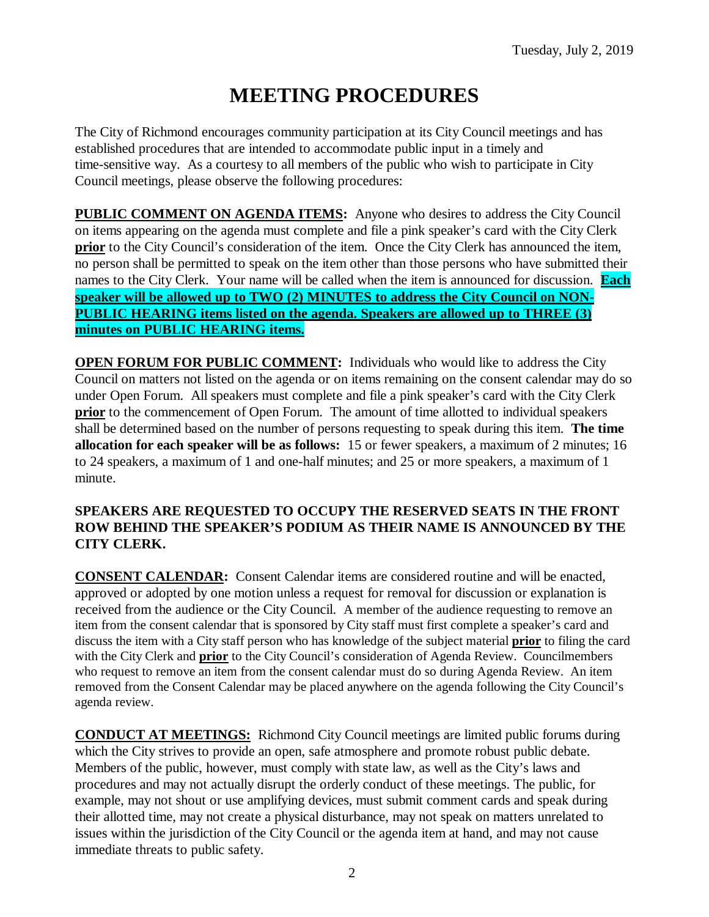Tuesday, July 2, 2019

# MEETING PROCEDURES

The City of Richmond encourages community participation at its City Council meetings and has established procedures that are intended to accommodate public input in a timely and time-sensitive way. As a courtesy to all members of the public who wish to participate in City Council meetings, please observe the following procedures:

**PUBLIC COMMENT ON AGENDA ITEMS:** Anyone who desires to address the City Council on items appearing on the agenda must complete and file a pink speaker's card with the City Clerk **prior** to the City Council's consideration of the item. Once the City Clerk has announced the item, no person shall be permitted to speak on the item other than those persons who have submitted their names to the City Clerk. Your name will be called when the item is announced for discussion. **Each speaker will be allowed up to TWO (2) MINUTES to address the City Council on NON-PUBLIC HEARING items listed on the agenda. Speakers are allowed up to THREE (3) minutes on PUBLIC HEARING items.**

**OPEN FORUM FOR PUBLIC COMMENT:** Individuals who would like to address the City Council on matters not listed on the agenda or on items remaining on the consent calendar may do so under Open Forum. All speakers must complete and file a pink speaker's card with the City Clerk **prior** to the commencement of Open Forum. The amount of time allotted to individual speakers shall be determined based on the number of persons requesting to speak during this item. **The time allocation for each speaker will be as follows:** 15 or fewer speakers, a maximum of 2 minutes; 16 to 24 speakers, a maximum of 1 and one-half minutes; and 25 or more speakers, a maximum of 1 minute.

**SPEAKERS ARE REQUESTED TO OCCUPY THE RESERVED SEATS IN THE FRONT ROW BEHIND THE SPEAKER'S PODIUM AS THEIR NAME IS ANNOUNCED BY THE CITY CLERK.**

**CONSENT CALENDAR:** Consent Calendar items are considered routine and will be enacted, approved or adopted by one motion unless a request for removal for discussion or explanation is received from the audience or the City Council. A member of the audience requesting to remove an item from the consent calendar that is sponsored by City staff must first complete a speaker's card and discuss the item with a City staff person who has knowledge of the subject material **prior** to filing the card with the City Clerk and **prior** to the City Council's consideration of Agenda Review. Councilmembers who request to remove an item from the consent calendar must do so during Agenda Review. An item removed from the Consent Calendar may be placed anywhere on the agenda following the City Council's agenda review.

**CONDUCT AT MEETINGS:** Richmond City Council meetings are limited public forums during which the City strives to provide an open, safe atmosphere and promote robust public debate. Members of the public, however, must comply with state law, as well as the City's laws and procedures and may not actually disrupt the orderly conduct of these meetings. The public, for example, may not shout or use amplifying devices, must submit comment cards and speak during their allotted time, may not create a physical disturbance, may not speak on matters unrelated to issues within the jurisdiction of the City Council or the agenda item at hand, and may not cause immediate threats to public safety.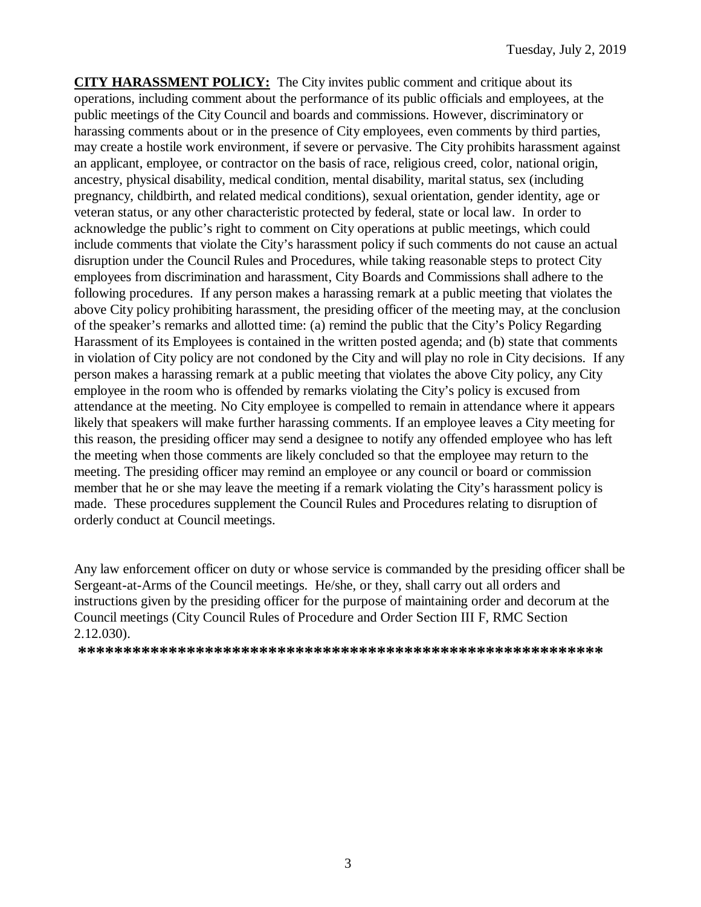**CITY HARASSMENT POLICY:** The City invites public comment and critique about its operations, including comment about the performance of its public officials and employees, at the public meetings of the City Council and boards and commissions. However, discriminatory or harassing comments about or in the presence of City employees, even comments by third parties, may create a hostile work environment, if severe or pervasive. The City prohibits harassment against an applicant, employee, or contractor on the basis of race, religious creed, color, national origin, ancestry, physical disability, medical condition, mental disability, marital status, sex (including pregnancy, childbirth, and related medical conditions), sexual orientation, gender identity, age or veteran status, or any other characteristic protected by federal, state or local law. In order to acknowledge the public's right to comment on City operations at public meetings, which could include comments that violate the City's harassment policy if such comments do not cause an actual disruption under the Council Rules and Procedures, while taking reasonable steps to protect City employees from discrimination and harassment, City Boards and Commissions shall adhere to the following procedures. If any person makes a harassing remark at a public meeting that violates the above City policy prohibiting harassment, the presiding officer of the meeting may, at the conclusion of the speaker's remarks and allotted time: (a) remind the public that the City's Policy Regarding Harassment of its Employees is contained in the written posted agenda; and (b) state that comments in violation of City policy are not condoned by the City and will play no role in City decisions. If any person makes a harassing remark at a public meeting that violates the above City policy, any City employee in the room who is offended by remarks violating the City's policy is excused from attendance at the meeting. No City employee is compelled to remain in attendance where it appears likely that speakers will make further harassing comments. If an employee leaves a City meeting for this reason, the presiding officer may send a designee to notify any offended employee who has left the meeting when those comments are likely concluded so that the employee may return to the meeting. The presiding officer may remind an employee or any council or board or commission member that he or she may leave the meeting if a remark violating the City's harassment policy is made. These procedures supplement the Council Rules and Procedures relating to disruption of orderly conduct at Council meetings.

Any law enforcement officer on duty or whose service is commanded by the presiding officer shall be Sergeant-at-Arms of the Council meetings. He/she, or they, shall carry out all orders and instructions given by the presiding officer for the purpose of maintaining order and decorum at the Council meetings (City Council Rules of Procedure and Order Section III F, RMC Section 2.12.030).

**\*\*\*\*\*\*\*\*\*\*\*\*\*\*\*\*\*\*\*\*\*\*\*\*\*\*\*\*\*\*\*\*\*\*\*\*\*\*\*\*\*\*\*\*\*\*\*\*\*\*\*\*\*\*\*\*\*\*\*\*\***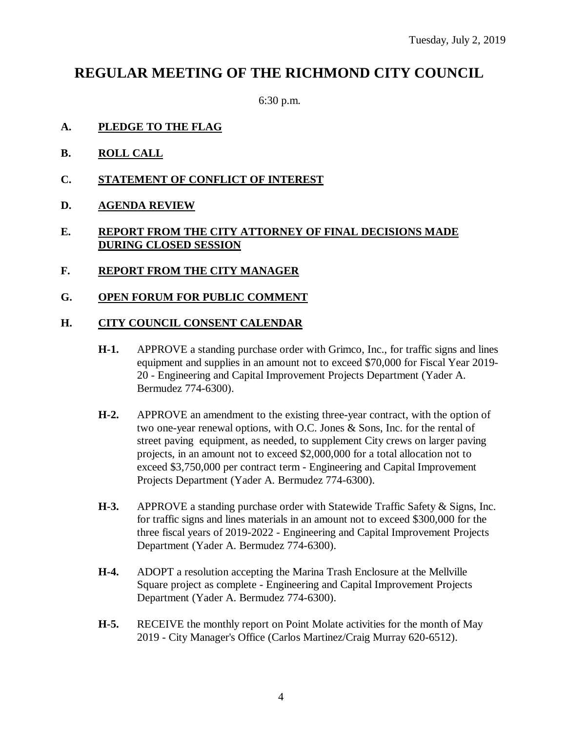Tuesday, July 2, 2019

# REGULAR MEETING OF THE RICHMOND CITY COUNCIL

6:30 p.m.

**A. PLEDGE TO THE FLAG**

**B. ROLL CALL**

**C. STATEMENT OF CONFLICT OF INTEREST**

**D. AGENDA REVIEW**

**E. REPORT FROM THE CITY ATTORNEY OF FINAL DECISIONS MADE DURING CLOSED SESSION**

**F. REPORT FROM THE CITY MANAGER**

**G. OPEN FORUM FOR PUBLIC COMMENT**

**H. CITY COUNCIL CONSENT CALENDAR**

**H-1.** APPROVE a standing purchase order with Grimco, Inc., for traffic signs and lines equipment and supplies in an amount not to exceed $70,000 for Fiscal Year 2019-20 - Engineering and Capital Improvement Projects Department (Yader A. Bermudez 774-6300).

**H-2.** APPROVE an amendment to the existing three-year contract, with the option of two one-year renewal options, with O.C. Jones & Sons, Inc. for the rental of street paving equipment, as needed, to supplement City crews on larger paving projects, in an amount not to exceed $2,000,000 for a total allocation not to exceed $3,750,000 per contract term - Engineering and Capital Improvement Projects Department (Yader A. Bermudez 774-6300).

**H-3.** APPROVE a standing purchase order with Statewide Traffic Safety & Signs, Inc. for traffic signs and lines materials in an amount not to exceed $300,000 for the three fiscal years of 2019-2022 - Engineering and Capital Improvement Projects Department (Yader A. Bermudez 774-6300).

**H-4.** ADOPT a resolution accepting the Marina Trash Enclosure at the Mellville Square project as complete - Engineering and Capital Improvement Projects Department (Yader A. Bermudez 774-6300).

**H-5.** RECEIVE the monthly report on Point Molate activities for the month of May 2019 - City Manager's Office (Carlos Martinez/Craig Murray 620-6512).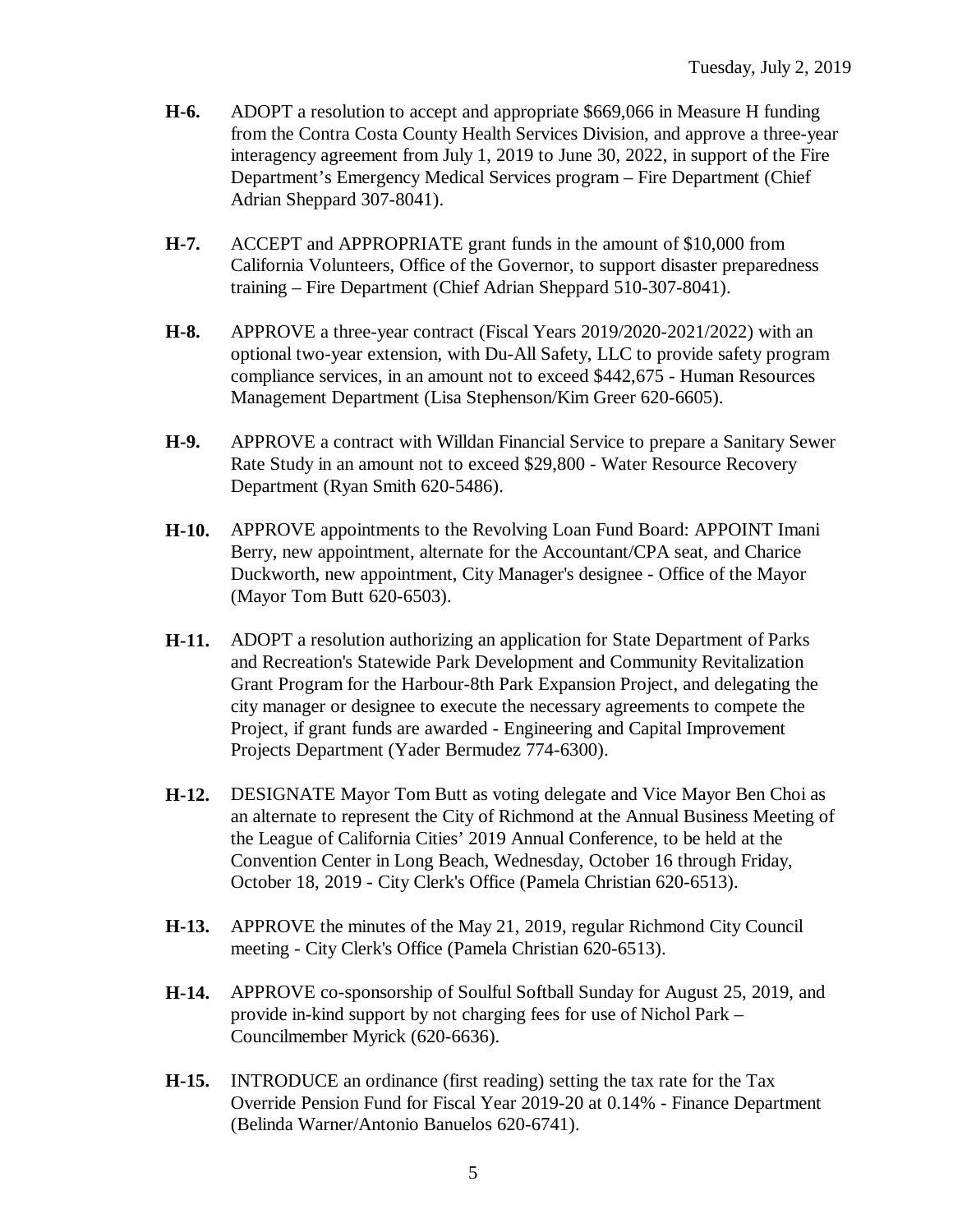**H-6.** ADOPT a resolution to accept and appropriate $669,066 in Measure H funding from the Contra Costa County Health Services Division, and approve a three-year interagency agreement from July 1, 2019 to June 30, 2022, in support of the Fire Department's Emergency Medical Services program – Fire Department (Chief Adrian Sheppard 307-8041).

**H-7.** ACCEPT and APPROPRIATE grant funds in the amount of $10,000 from California Volunteers, Office of the Governor, to support disaster preparedness training – Fire Department (Chief Adrian Sheppard 510-307-8041).

**H-8.** APPROVE a three-year contract (Fiscal Years 2019/2020-2021/2022) with an optional two-year extension, with Du-All Safety, LLC to provide safety program compliance services, in an amount not to exceed $442,675 - Human Resources Management Department (Lisa Stephenson/Kim Greer 620-6605).

**H-9.** APPROVE a contract with Willdan Financial Service to prepare a Sanitary Sewer Rate Study in an amount not to exceed $29,800 - Water Resource Recovery Department (Ryan Smith 620-5486).

**H-10.** APPROVE appointments to the Revolving Loan Fund Board: APPOINT Imani Berry, new appointment, alternate for the Accountant/CPA seat, and Charice Duckworth, new appointment, City Manager's designee - Office of the Mayor (Mayor Tom Butt 620-6503).

**H-11.** ADOPT a resolution authorizing an application for State Department of Parks and Recreation's Statewide Park Development and Community Revitalization Grant Program for the Harbour-8th Park Expansion Project, and delegating the city manager or designee to execute the necessary agreements to compete the Project, if grant funds are awarded - Engineering and Capital Improvement Projects Department (Yader Bermudez 774-6300).

**H-12.** DESIGNATE Mayor Tom Butt as voting delegate and Vice Mayor Ben Choi as an alternate to represent the City of Richmond at the Annual Business Meeting of the League of California Cities' 2019 Annual Conference, to be held at the Convention Center in Long Beach, Wednesday, October 16 through Friday, October 18, 2019 - City Clerk's Office (Pamela Christian 620-6513).

**H-13.** APPROVE the minutes of the May 21, 2019, regular Richmond City Council meeting - City Clerk's Office (Pamela Christian 620-6513).

**H-14.** APPROVE co-sponsorship of Soulful Softball Sunday for August 25, 2019, and provide in-kind support by not charging fees for use of Nichol Park – Councilmember Myrick (620-6636).

**H-15.** INTRODUCE an ordinance (first reading) setting the tax rate for the Tax Override Pension Fund for Fiscal Year 2019-20 at 0.14% - Finance Department (Belinda Warner/Antonio Banuelos 620-6741).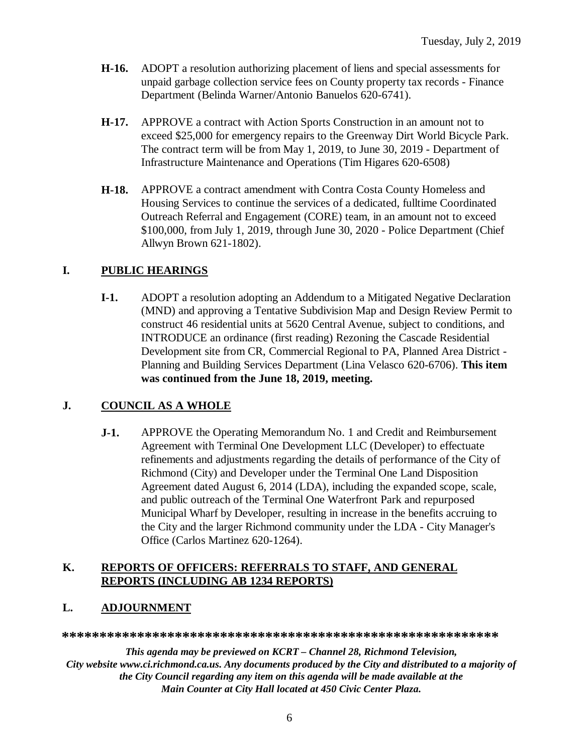**H-16.** ADOPT a resolution authorizing placement of liens and special assessments for unpaid garbage collection service fees on County property tax records - Finance Department (Belinda Warner/Antonio Banuelos 620-6741).

**H-17.** APPROVE a contract with Action Sports Construction in an amount not to exceed $25,000 for emergency repairs to the Greenway Dirt World Bicycle Park. The contract term will be from May 1, 2019, to June 30, 2019 - Department of Infrastructure Maintenance and Operations (Tim Higares 620-6508)

**H-18.** APPROVE a contract amendment with Contra Costa County Homeless and Housing Services to continue the services of a dedicated, fulltime Coordinated Outreach Referral and Engagement (CORE) team, in an amount not to exceed $100,000, from July 1, 2019, through June 30, 2020 - Police Department (Chief Allwyn Brown 621-1802).

## I. PUBLIC HEARINGS

**I-1.** ADOPT a resolution adopting an Addendum to a Mitigated Negative Declaration (MND) and approving a Tentative Subdivision Map and Design Review Permit to construct 46 residential units at 5620 Central Avenue, subject to conditions, and INTRODUCE an ordinance (first reading) Rezoning the Cascade Residential Development site from CR, Commercial Regional to PA, Planned Area District - Planning and Building Services Department (Lina Velasco 620-6706). **This item was continued from the June 18, 2019, meeting.**

## J. COUNCIL AS A WHOLE

**J-1.** APPROVE the Operating Memorandum No. 1 and Credit and Reimbursement Agreement with Terminal One Development LLC (Developer) to effectuate refinements and adjustments regarding the details of performance of the City of Richmond (City) and Developer under the Terminal One Land Disposition Agreement dated August 6, 2014 (LDA), including the expanded scope, scale, and public outreach of the Terminal One Waterfront Park and repurposed Municipal Wharf by Developer, resulting in increase in the benefits accruing to the City and the larger Richmond community under the LDA - City Manager's Office (Carlos Martinez 620-1264).

## K. REPORTS OF OFFICERS: REFERRALS TO STAFF, AND GENERAL REPORTS (INCLUDING AB 1234 REPORTS)

## L. ADJOURNMENT

**************************************************************

***This agenda may be previewed on KCRT – Channel 28, Richmond Television, City website www.ci.richmond.ca.us. Any documents produced by the City and distributed to a majority of the City Council regarding any item on this agenda will be made available at the Main Counter at City Hall located at 450 Civic Center Plaza.***